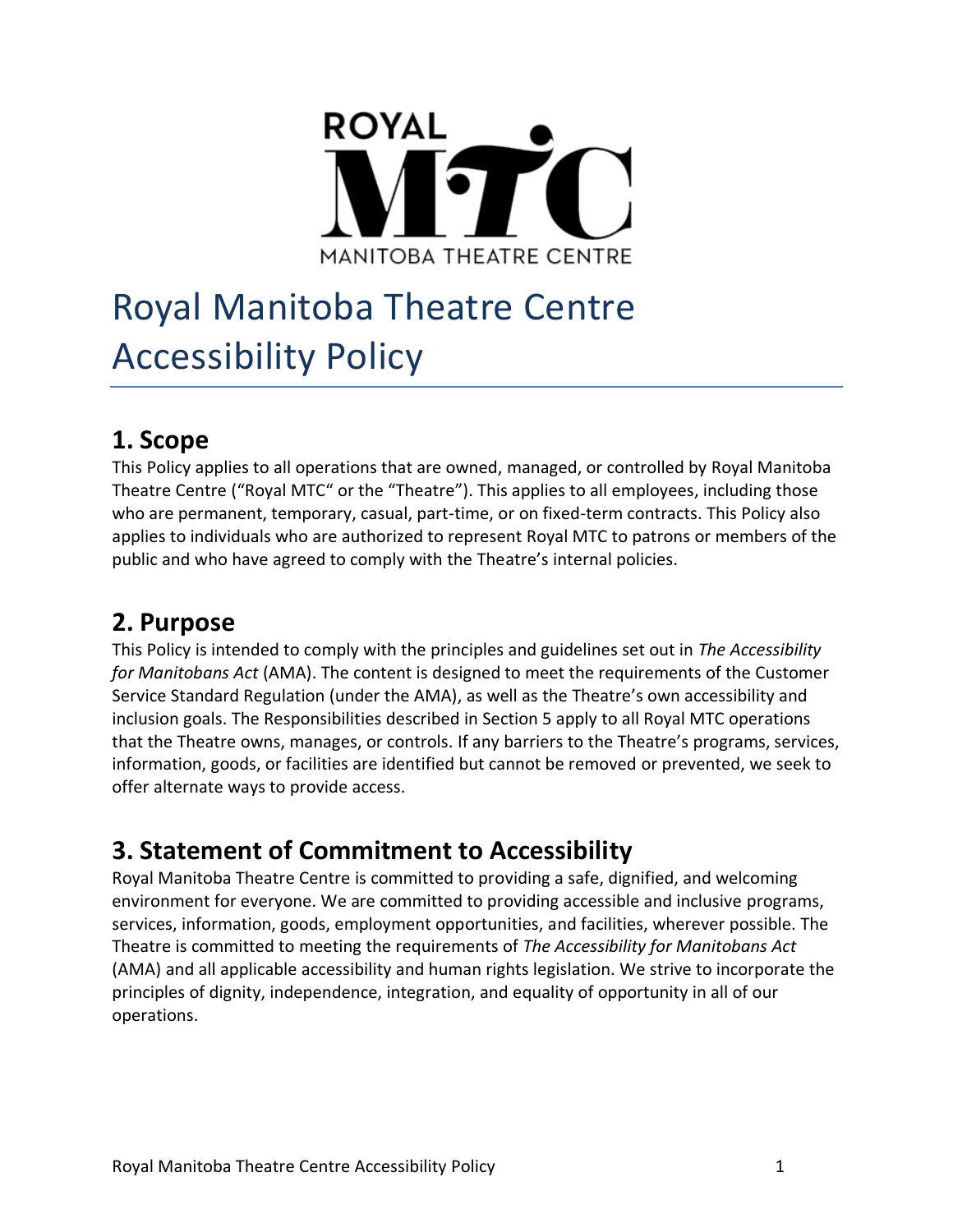# Royal Manitoba Theatre Centre Accessibility Policy

## 1. Scope

This Policy applies to all operations that are owned, managed, or controlled by Royal Manitoba Theatre Centre ("Royal MTC" or the "Theatre"). This applies to all employees, including those who are permanent, temporary, casual, part-time, or on fixed-term contracts. This Policy also applies to individuals who are authorized to represent Royal MTC to patrons or members of the public and who have agreed to comply with the Theatre's internal policies.

## 2. Purpose

This Policy is intended to comply with the principles and guidelines set out in *The Accessibility for Manitobans Act* (AMA). The content is designed to meet the requirements of the Customer Service Standard Regulation (under the AMA), as well as the Theatre's own accessibility and inclusion goals. The Responsibilities described in Section 5 apply to all Royal MTC operations that the Theatre owns, manages, or controls. If any barriers to the Theatre's programs, services, information, goods, or facilities are identified but cannot be removed or prevented, we seek to offer alternate ways to provide access.

## 3. Statement of Commitment to Accessibility

Royal Manitoba Theatre Centre is committed to providing a safe, dignified, and welcoming environment for everyone. We are committed to providing accessible and inclusive programs, services, information, goods, employment opportunities, and facilities, wherever possible. The Theatre is committed to meeting the requirements of *The Accessibility for Manitobans Act* (AMA) and all applicable accessibility and human rights legislation. We strive to incorporate the principles of dignity, independence, integration, and equality of opportunity in all of our operations.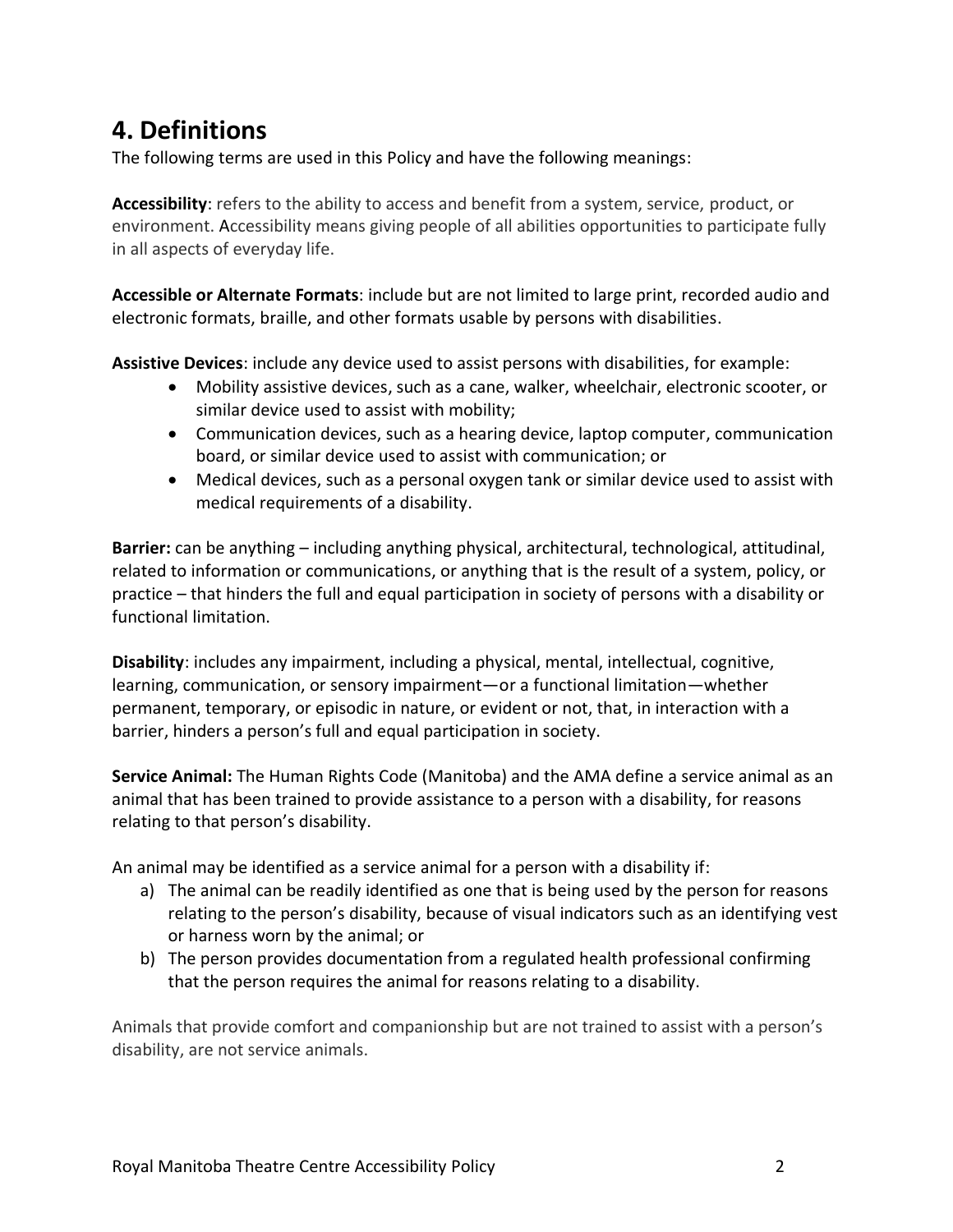## 4. Definitions

The following terms are used in this Policy and have the following meanings:

**Accessibility**: refers to the ability to access and benefit from a system, service, product, or environment. Accessibility means giving people of all abilities opportunities to participate fully in all aspects of everyday life.

**Accessible or Alternate Formats**: include but are not limited to large print, recorded audio and electronic formats, braille, and other formats usable by persons with disabilities.

**Assistive Devices**: include any device used to assist persons with disabilities, for example:

- Mobility assistive devices, such as a cane, walker, wheelchair, electronic scooter, or similar device used to assist with mobility;
- Communication devices, such as a hearing device, laptop computer, communication board, or similar device used to assist with communication; or
- Medical devices, such as a personal oxygen tank or similar device used to assist with medical requirements of a disability.

**Barrier:** can be anything – including anything physical, architectural, technological, attitudinal, related to information or communications, or anything that is the result of a system, policy, or practice – that hinders the full and equal participation in society of persons with a disability or functional limitation.

**Disability**: includes any impairment, including a physical, mental, intellectual, cognitive, learning, communication, or sensory impairment—or a functional limitation—whether permanent, temporary, or episodic in nature, or evident or not, that, in interaction with a barrier, hinders a person's full and equal participation in society.

**Service Animal:** The Human Rights Code (Manitoba) and the AMA define a service animal as an animal that has been trained to provide assistance to a person with a disability, for reasons relating to that person's disability.

An animal may be identified as a service animal for a person with a disability if:

a) The animal can be readily identified as one that is being used by the person for reasons relating to the person's disability, because of visual indicators such as an identifying vest or harness worn by the animal; or
b) The person provides documentation from a regulated health professional confirming that the person requires the animal for reasons relating to a disability.

Animals that provide comfort and companionship but are not trained to assist with a person's disability, are not service animals.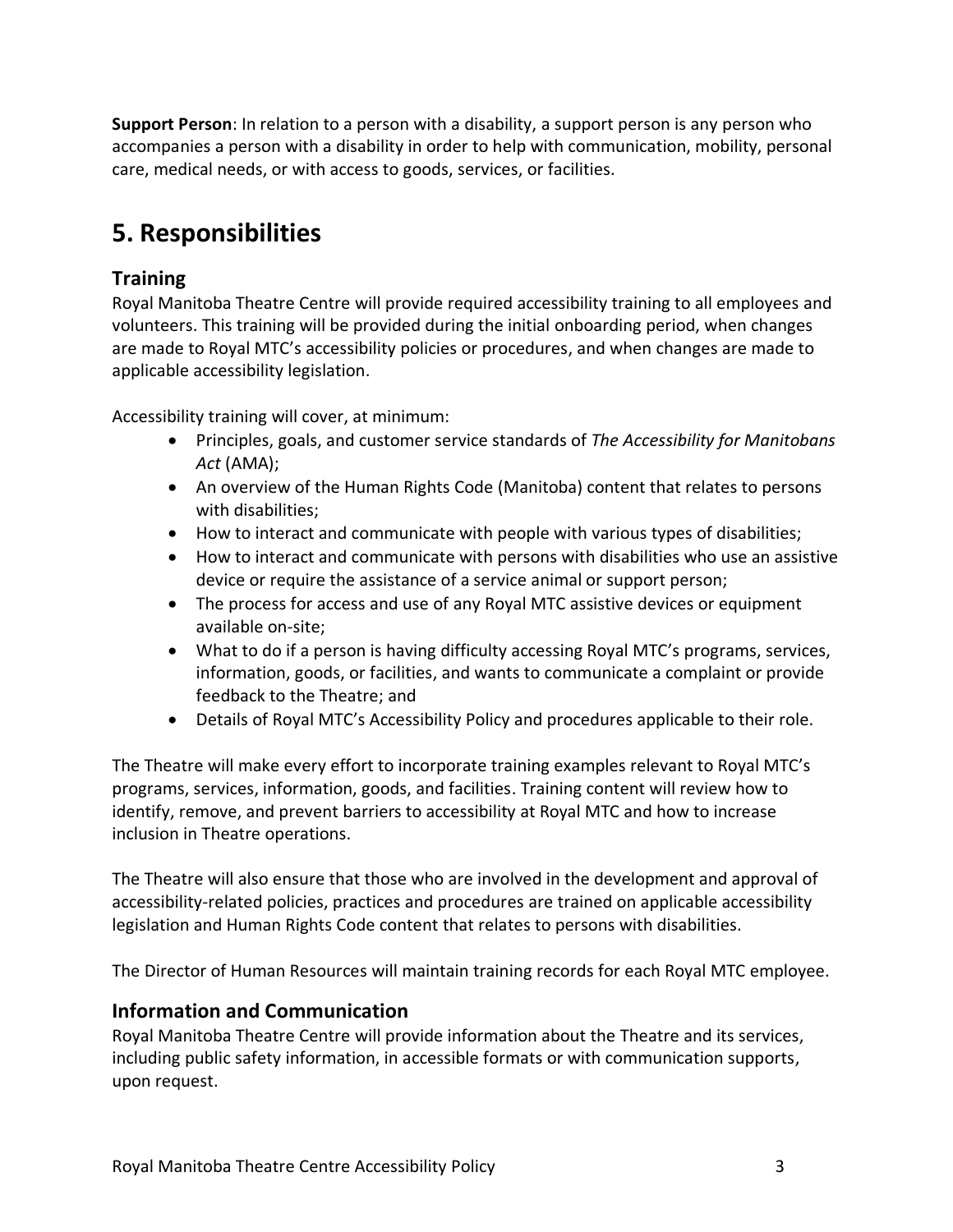**Support Person**: In relation to a person with a disability, a support person is any person who accompanies a person with a disability in order to help with communication, mobility, personal care, medical needs, or with access to goods, services, or facilities.

# 5. Responsibilities

## Training

Royal Manitoba Theatre Centre will provide required accessibility training to all employees and volunteers. This training will be provided during the initial onboarding period, when changes are made to Royal MTC's accessibility policies or procedures, and when changes are made to applicable accessibility legislation.

Accessibility training will cover, at minimum:

- Principles, goals, and customer service standards of *The Accessibility for Manitobans Act* (AMA);
- An overview of the Human Rights Code (Manitoba) content that relates to persons with disabilities;
- How to interact and communicate with people with various types of disabilities;
- How to interact and communicate with persons with disabilities who use an assistive device or require the assistance of a service animal or support person;
- The process for access and use of any Royal MTC assistive devices or equipment available on-site;
- What to do if a person is having difficulty accessing Royal MTC's programs, services, information, goods, or facilities, and wants to communicate a complaint or provide feedback to the Theatre; and
- Details of Royal MTC's Accessibility Policy and procedures applicable to their role.

The Theatre will make every effort to incorporate training examples relevant to Royal MTC's programs, services, information, goods, and facilities. Training content will review how to identify, remove, and prevent barriers to accessibility at Royal MTC and how to increase inclusion in Theatre operations.

The Theatre will also ensure that those who are involved in the development and approval of accessibility-related policies, practices and procedures are trained on applicable accessibility legislation and Human Rights Code content that relates to persons with disabilities.

The Director of Human Resources will maintain training records for each Royal MTC employee.

## Information and Communication

Royal Manitoba Theatre Centre will provide information about the Theatre and its services, including public safety information, in accessible formats or with communication supports, upon request.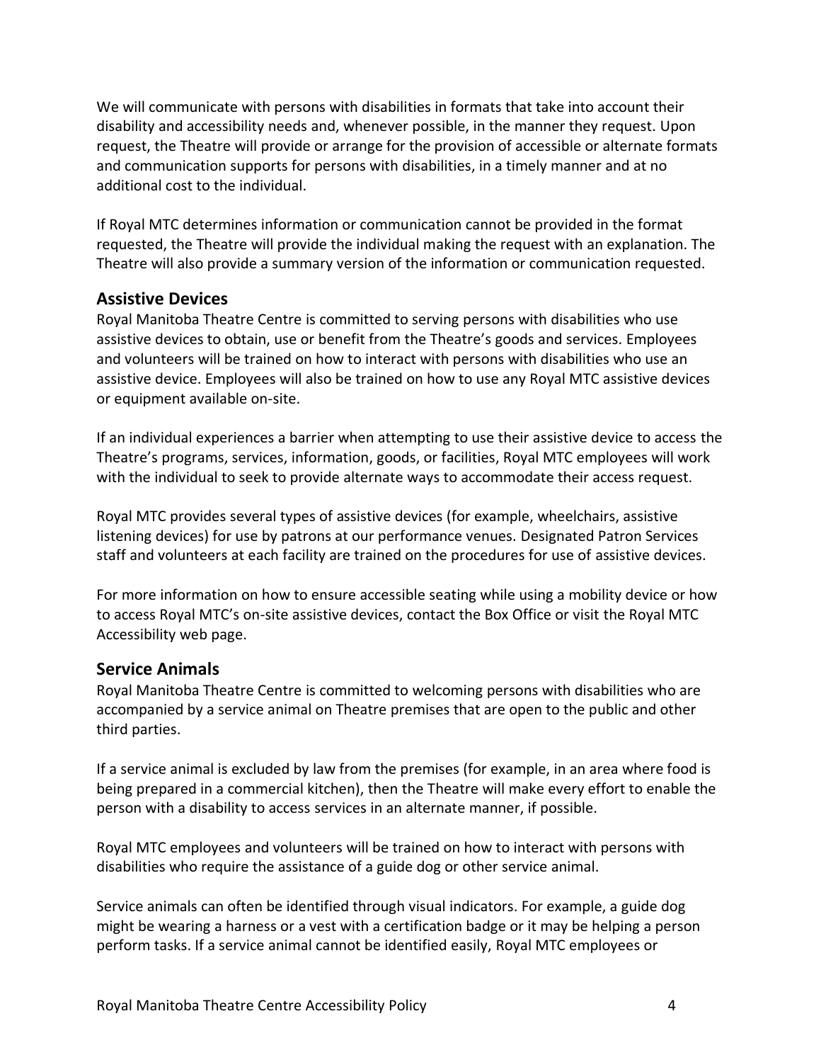We will communicate with persons with disabilities in formats that take into account their disability and accessibility needs and, whenever possible, in the manner they request. Upon request, the Theatre will provide or arrange for the provision of accessible or alternate formats and communication supports for persons with disabilities, in a timely manner and at no additional cost to the individual.

If Royal MTC determines information or communication cannot be provided in the format requested, the Theatre will provide the individual making the request with an explanation. The Theatre will also provide a summary version of the information or communication requested.

## Assistive Devices

Royal Manitoba Theatre Centre is committed to serving persons with disabilities who use assistive devices to obtain, use or benefit from the Theatre's goods and services. Employees and volunteers will be trained on how to interact with persons with disabilities who use an assistive device. Employees will also be trained on how to use any Royal MTC assistive devices or equipment available on-site.

If an individual experiences a barrier when attempting to use their assistive device to access the Theatre's programs, services, information, goods, or facilities, Royal MTC employees will work with the individual to seek to provide alternate ways to accommodate their access request.

Royal MTC provides several types of assistive devices (for example, wheelchairs, assistive listening devices) for use by patrons at our performance venues. Designated Patron Services staff and volunteers at each facility are trained on the procedures for use of assistive devices.

For more information on how to ensure accessible seating while using a mobility device or how to access Royal MTC's on-site assistive devices, contact the Box Office or visit the Royal MTC Accessibility web page.

## Service Animals

Royal Manitoba Theatre Centre is committed to welcoming persons with disabilities who are accompanied by a service animal on Theatre premises that are open to the public and other third parties.

If a service animal is excluded by law from the premises (for example, in an area where food is being prepared in a commercial kitchen), then the Theatre will make every effort to enable the person with a disability to access services in an alternate manner, if possible.

Royal MTC employees and volunteers will be trained on how to interact with persons with disabilities who require the assistance of a guide dog or other service animal.

Service animals can often be identified through visual indicators. For example, a guide dog might be wearing a harness or a vest with a certification badge or it may be helping a person perform tasks. If a service animal cannot be identified easily, Royal MTC employees or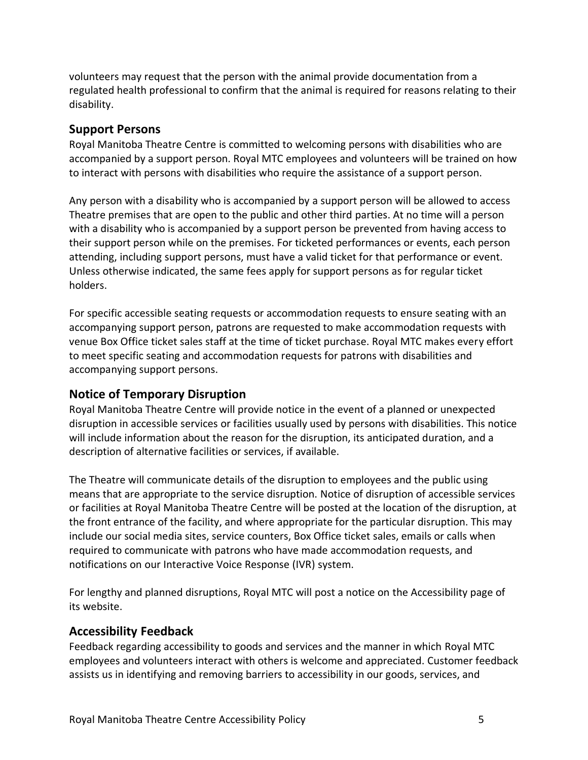volunteers may request that the person with the animal provide documentation from a regulated health professional to confirm that the animal is required for reasons relating to their disability.

## Support Persons

Royal Manitoba Theatre Centre is committed to welcoming persons with disabilities who are accompanied by a support person. Royal MTC employees and volunteers will be trained on how to interact with persons with disabilities who require the assistance of a support person.

Any person with a disability who is accompanied by a support person will be allowed to access Theatre premises that are open to the public and other third parties. At no time will a person with a disability who is accompanied by a support person be prevented from having access to their support person while on the premises. For ticketed performances or events, each person attending, including support persons, must have a valid ticket for that performance or event. Unless otherwise indicated, the same fees apply for support persons as for regular ticket holders.

For specific accessible seating requests or accommodation requests to ensure seating with an accompanying support person, patrons are requested to make accommodation requests with venue Box Office ticket sales staff at the time of ticket purchase. Royal MTC makes every effort to meet specific seating and accommodation requests for patrons with disabilities and accompanying support persons.

## Notice of Temporary Disruption

Royal Manitoba Theatre Centre will provide notice in the event of a planned or unexpected disruption in accessible services or facilities usually used by persons with disabilities. This notice will include information about the reason for the disruption, its anticipated duration, and a description of alternative facilities or services, if available.

The Theatre will communicate details of the disruption to employees and the public using means that are appropriate to the service disruption. Notice of disruption of accessible services or facilities at Royal Manitoba Theatre Centre will be posted at the location of the disruption, at the front entrance of the facility, and where appropriate for the particular disruption. This may include our social media sites, service counters, Box Office ticket sales, emails or calls when required to communicate with patrons who have made accommodation requests, and notifications on our Interactive Voice Response (IVR) system.

For lengthy and planned disruptions, Royal MTC will post a notice on the Accessibility page of its website.

## Accessibility Feedback

Feedback regarding accessibility to goods and services and the manner in which Royal MTC employees and volunteers interact with others is welcome and appreciated. Customer feedback assists us in identifying and removing barriers to accessibility in our goods, services, and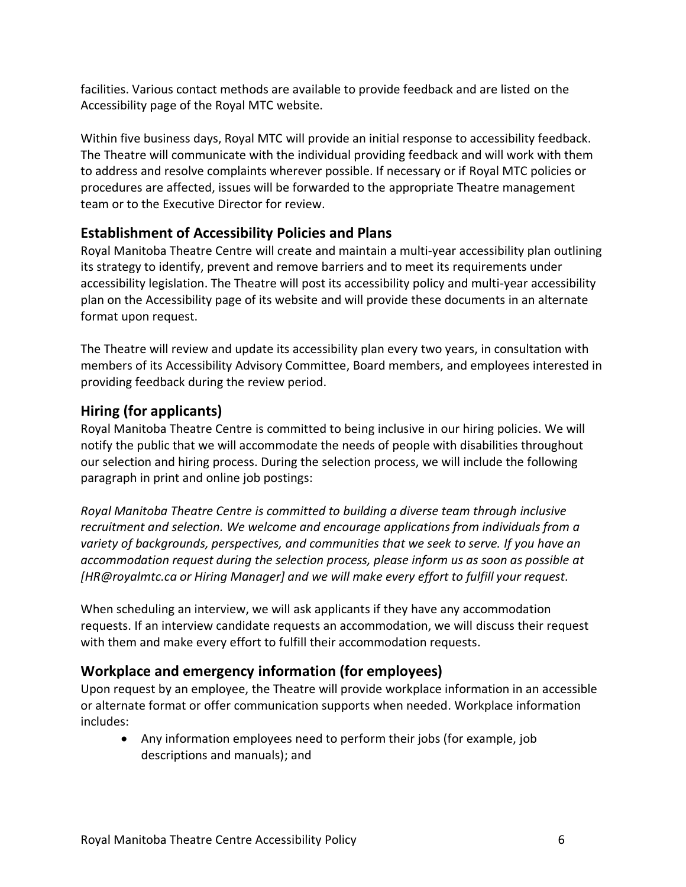facilities. Various contact methods are available to provide feedback and are listed on the Accessibility page of the Royal MTC website.

Within five business days, Royal MTC will provide an initial response to accessibility feedback. The Theatre will communicate with the individual providing feedback and will work with them to address and resolve complaints wherever possible. If necessary or if Royal MTC policies or procedures are affected, issues will be forwarded to the appropriate Theatre management team or to the Executive Director for review.

## Establishment of Accessibility Policies and Plans

Royal Manitoba Theatre Centre will create and maintain a multi-year accessibility plan outlining its strategy to identify, prevent and remove barriers and to meet its requirements under accessibility legislation. The Theatre will post its accessibility policy and multi-year accessibility plan on the Accessibility page of its website and will provide these documents in an alternate format upon request.

The Theatre will review and update its accessibility plan every two years, in consultation with members of its Accessibility Advisory Committee, Board members, and employees interested in providing feedback during the review period.

## Hiring (for applicants)

Royal Manitoba Theatre Centre is committed to being inclusive in our hiring policies. We will notify the public that we will accommodate the needs of people with disabilities throughout our selection and hiring process. During the selection process, we will include the following paragraph in print and online job postings:

*Royal Manitoba Theatre Centre is committed to building a diverse team through inclusive recruitment and selection. We welcome and encourage applications from individuals from a variety of backgrounds, perspectives, and communities that we seek to serve. If you have an accommodation request during the selection process, please inform us as soon as possible at [HR@royalmtc.ca or Hiring Manager] and we will make every effort to fulfill your request.*

When scheduling an interview, we will ask applicants if they have any accommodation requests. If an interview candidate requests an accommodation, we will discuss their request with them and make every effort to fulfill their accommodation requests.

## Workplace and emergency information (for employees)

Upon request by an employee, the Theatre will provide workplace information in an accessible or alternate format or offer communication supports when needed. Workplace information includes:

- Any information employees need to perform their jobs (for example, job descriptions and manuals); and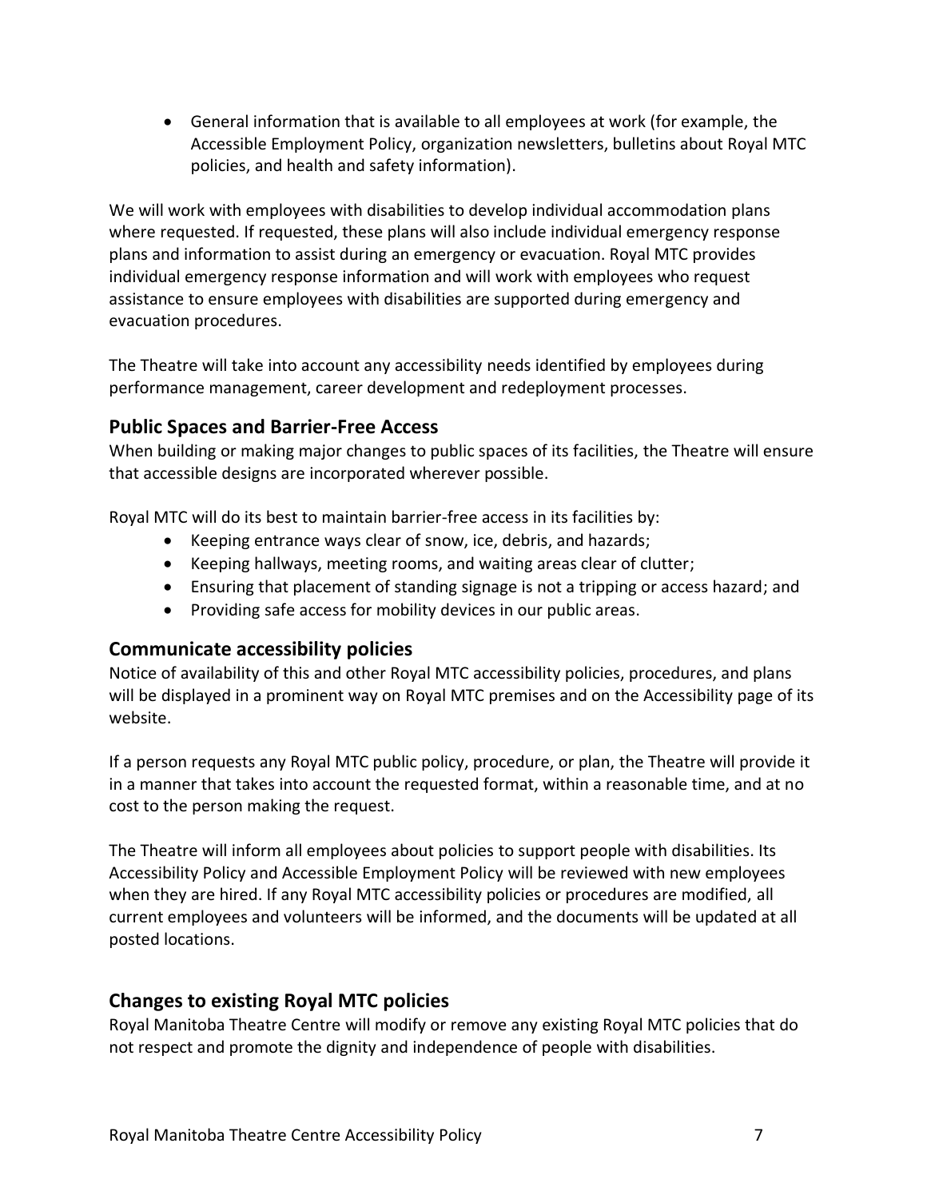- General information that is available to all employees at work (for example, the Accessible Employment Policy, organization newsletters, bulletins about Royal MTC policies, and health and safety information).

We will work with employees with disabilities to develop individual accommodation plans where requested. If requested, these plans will also include individual emergency response plans and information to assist during an emergency or evacuation. Royal MTC provides individual emergency response information and will work with employees who request assistance to ensure employees with disabilities are supported during emergency and evacuation procedures.

The Theatre will take into account any accessibility needs identified by employees during performance management, career development and redeployment processes.

## Public Spaces and Barrier-Free Access

When building or making major changes to public spaces of its facilities, the Theatre will ensure that accessible designs are incorporated wherever possible.

Royal MTC will do its best to maintain barrier-free access in its facilities by:

- Keeping entrance ways clear of snow, ice, debris, and hazards;
- Keeping hallways, meeting rooms, and waiting areas clear of clutter;
- Ensuring that placement of standing signage is not a tripping or access hazard; and
- Providing safe access for mobility devices in our public areas.

## Communicate accessibility policies

Notice of availability of this and other Royal MTC accessibility policies, procedures, and plans will be displayed in a prominent way on Royal MTC premises and on the Accessibility page of its website.

If a person requests any Royal MTC public policy, procedure, or plan, the Theatre will provide it in a manner that takes into account the requested format, within a reasonable time, and at no cost to the person making the request.

The Theatre will inform all employees about policies to support people with disabilities. Its Accessibility Policy and Accessible Employment Policy will be reviewed with new employees when they are hired. If any Royal MTC accessibility policies or procedures are modified, all current employees and volunteers will be informed, and the documents will be updated at all posted locations.

## Changes to existing Royal MTC policies

Royal Manitoba Theatre Centre will modify or remove any existing Royal MTC policies that do not respect and promote the dignity and independence of people with disabilities.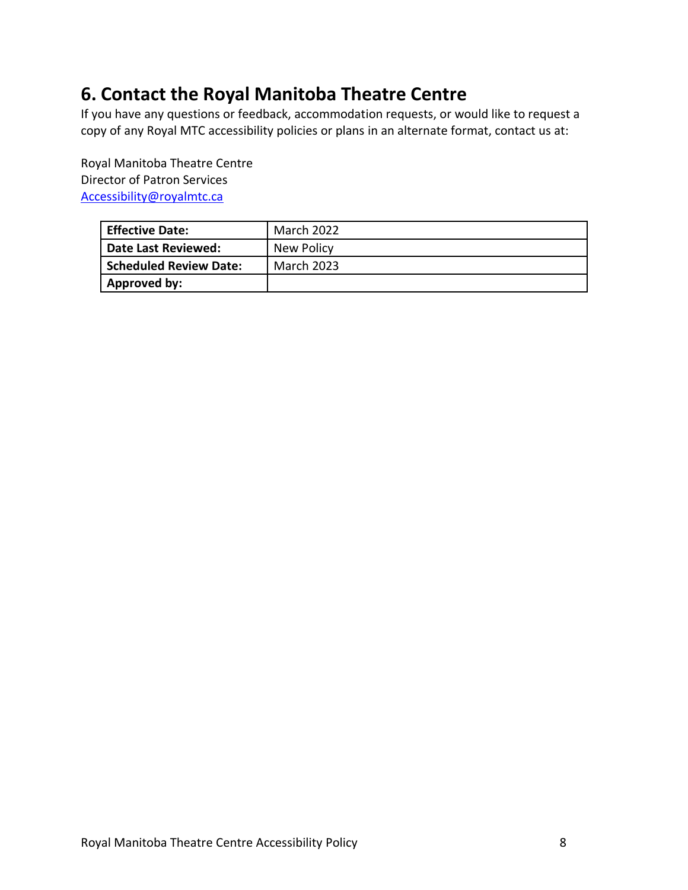## 6. Contact the Royal Manitoba Theatre Centre

If you have any questions or feedback, accommodation requests, or would like to request a copy of any Royal MTC accessibility policies or plans in an alternate format, contact us at:

Royal Manitoba Theatre Centre
Director of Patron Services
Accessibility@royalmtc.ca

| | |
|---|---|
| **Effective Date:** | March 2022 |
| **Date Last Reviewed:** | New Policy |
| **Scheduled Review Date:** | March 2023 |
| **Approved by:** | |